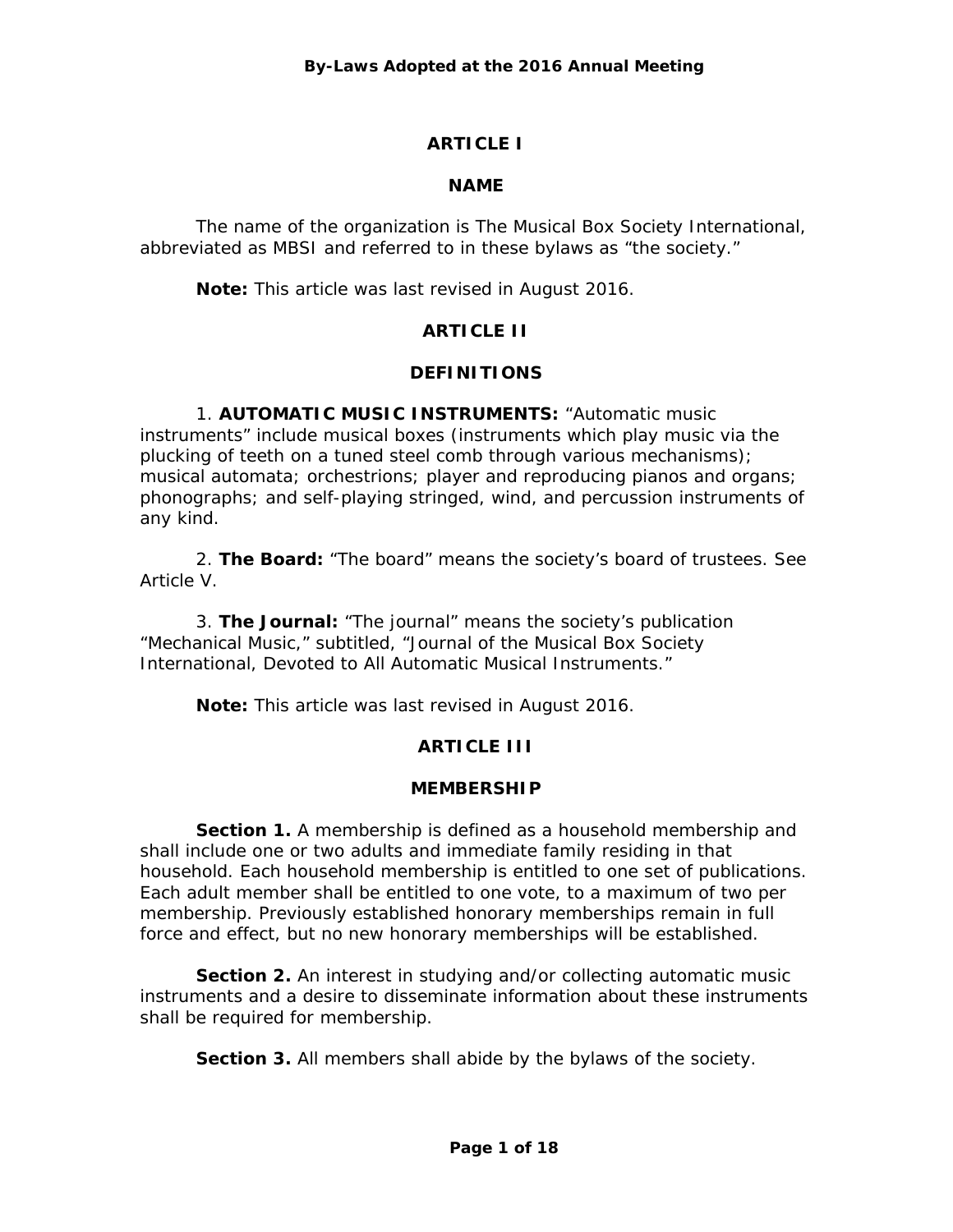# By-Laws Adopted at the 2016 Annual Meeting

## ARTICLE I

## NAME

The name of the organization is The Musical Box Society International, abbreviated as MBSI and referred to in these bylaws as "the society."

**Note:** This article was last revised in August 2016.

## ARTICLE II

## DEFINITIONS

1. **AUTOMATIC MUSIC INSTRUMENTS:** "Automatic music instruments" include musical boxes (instruments which play music via the plucking of teeth on a tuned steel comb through various mechanisms); musical automata; orchestrions; player and reproducing pianos and organs; phonographs; and self-playing stringed, wind, and percussion instruments of any kind.

2. **The Board:** "The board" means the society's board of trustees. See Article V.

3. **The Journal:** "The journal" means the society's publication "Mechanical Music," subtitled, "Journal of the Musical Box Society International, Devoted to All Automatic Musical Instruments."

**Note:** This article was last revised in August 2016.

## ARTICLE III

## MEMBERSHIP

**Section 1.** A membership is defined as a household membership and shall include one or two adults and immediate family residing in that household. Each household membership is entitled to one set of publications. Each adult member shall be entitled to one vote, to a maximum of two per membership. Previously established honorary memberships remain in full force and effect, but no new honorary memberships will be established.

**Section 2.** An interest in studying and/or collecting automatic music instruments and a desire to disseminate information about these instruments shall be required for membership.

**Section 3.** All members shall abide by the bylaws of the society.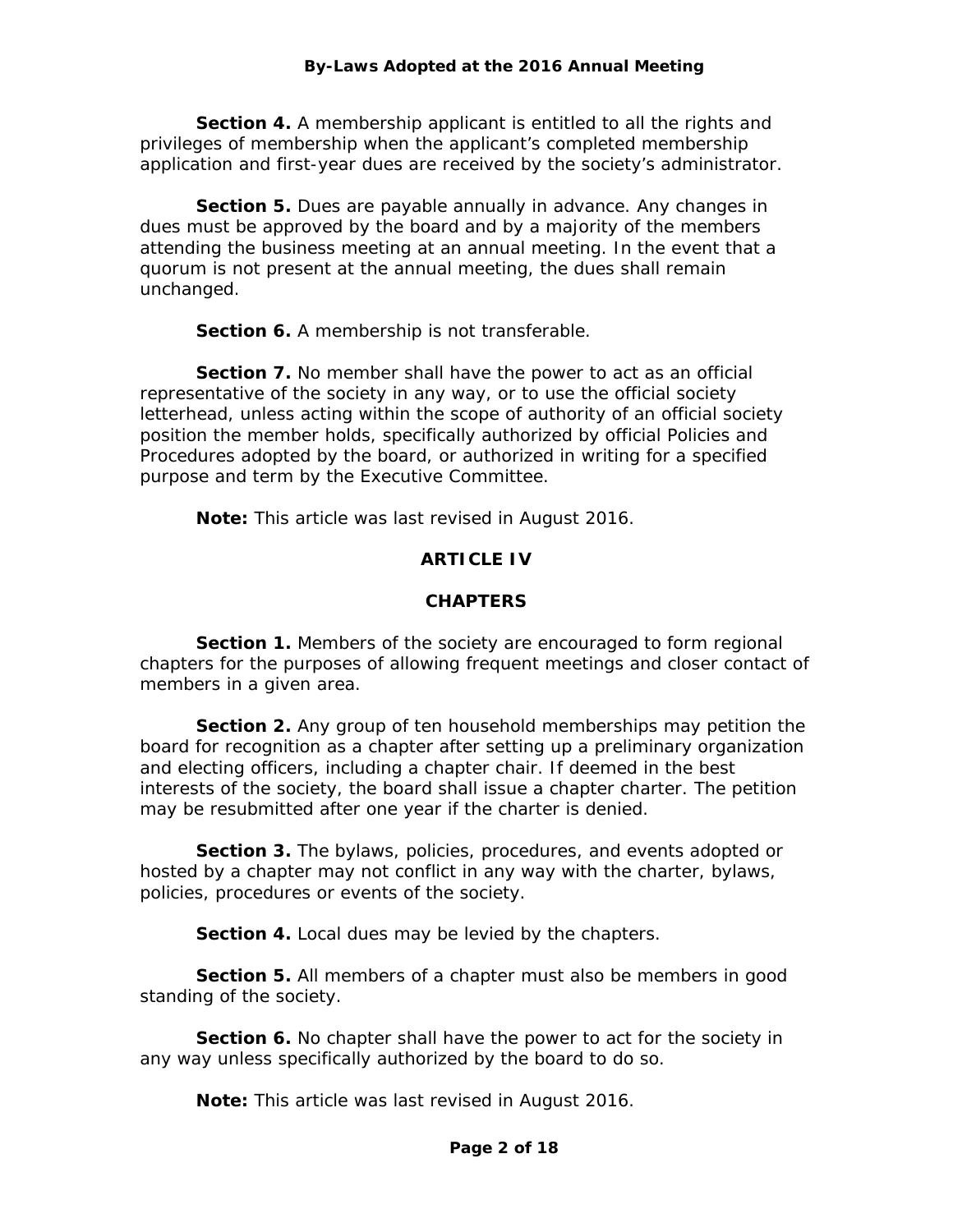**Section 4.** A membership applicant is entitled to all the rights and privileges of membership when the applicant's completed membership application and first-year dues are received by the society's administrator.

**Section 5.** Dues are payable annually in advance. Any changes in dues must be approved by the board and by a majority of the members attending the business meeting at an annual meeting. In the event that a quorum is not present at the annual meeting, the dues shall remain unchanged.

**Section 6.** A membership is not transferable.

**Section 7.** No member shall have the power to act as an official representative of the society in any way, or to use the official society letterhead, unless acting within the scope of authority of an official society position the member holds, specifically authorized by official Policies and Procedures adopted by the board, or authorized in writing for a specified purpose and term by the Executive Committee.

**Note:** This article was last revised in August 2016.

## ARTICLE IV

## CHAPTERS

**Section 1.** Members of the society are encouraged to form regional chapters for the purposes of allowing frequent meetings and closer contact of members in a given area.

**Section 2.** Any group of ten household memberships may petition the board for recognition as a chapter after setting up a preliminary organization and electing officers, including a chapter chair. If deemed in the best interests of the society, the board shall issue a chapter charter. The petition may be resubmitted after one year if the charter is denied.

**Section 3.** The bylaws, policies, procedures, and events adopted or hosted by a chapter may not conflict in any way with the charter, bylaws, policies, procedures or events of the society.

**Section 4.** Local dues may be levied by the chapters.

**Section 5.** All members of a chapter must also be members in good standing of the society.

**Section 6.** No chapter shall have the power to act for the society in any way unless specifically authorized by the board to do so.

**Note:** This article was last revised in August 2016.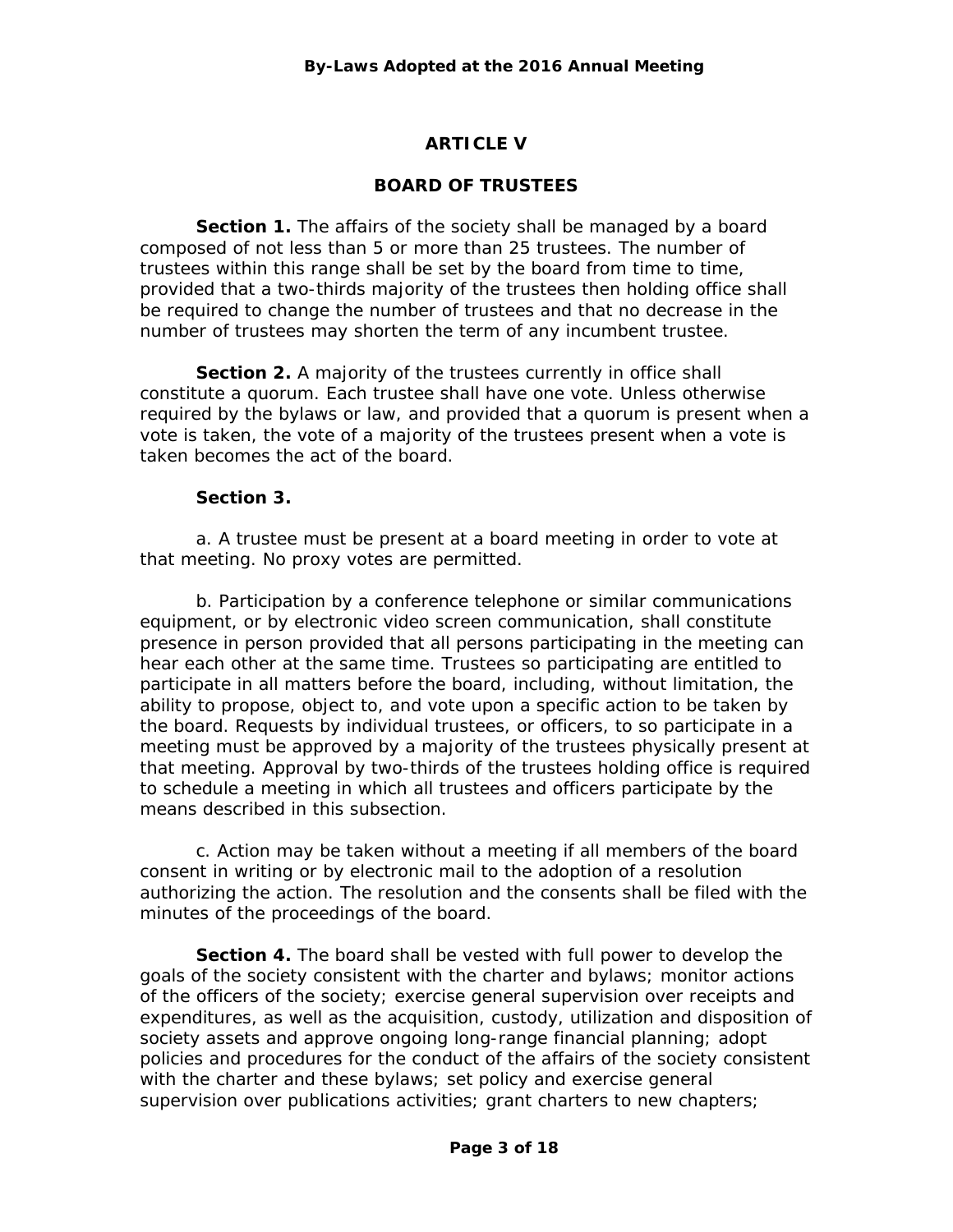## ARTICLE V

## BOARD OF TRUSTEES

**Section 1.** The affairs of the society shall be managed by a board composed of not less than 5 or more than 25 trustees. The number of trustees within this range shall be set by the board from time to time, provided that a two-thirds majority of the trustees then holding office shall be required to change the number of trustees and that no decrease in the number of trustees may shorten the term of any incumbent trustee.

**Section 2.** A majority of the trustees currently in office shall constitute a quorum. Each trustee shall have one vote. Unless otherwise required by the bylaws or law, and provided that a quorum is present when a vote is taken, the vote of a majority of the trustees present when a vote is taken becomes the act of the board.

**Section 3.**

a. A trustee must be present at a board meeting in order to vote at that meeting. No proxy votes are permitted.

b. Participation by a conference telephone or similar communications equipment, or by electronic video screen communication, shall constitute presence in person provided that all persons participating in the meeting can hear each other at the same time. Trustees so participating are entitled to participate in all matters before the board, including, without limitation, the ability to propose, object to, and vote upon a specific action to be taken by the board. Requests by individual trustees, or officers, to so participate in a meeting must be approved by a majority of the trustees physically present at that meeting. Approval by two-thirds of the trustees holding office is required to schedule a meeting in which all trustees and officers participate by the means described in this subsection.

c. Action may be taken without a meeting if all members of the board consent in writing or by electronic mail to the adoption of a resolution authorizing the action. The resolution and the consents shall be filed with the minutes of the proceedings of the board.

**Section 4.** The board shall be vested with full power to develop the goals of the society consistent with the charter and bylaws; monitor actions of the officers of the society; exercise general supervision over receipts and expenditures, as well as the acquisition, custody, utilization and disposition of society assets and approve ongoing long-range financial planning; adopt policies and procedures for the conduct of the affairs of the society consistent with the charter and these bylaws; set policy and exercise general supervision over publications activities; grant charters to new chapters;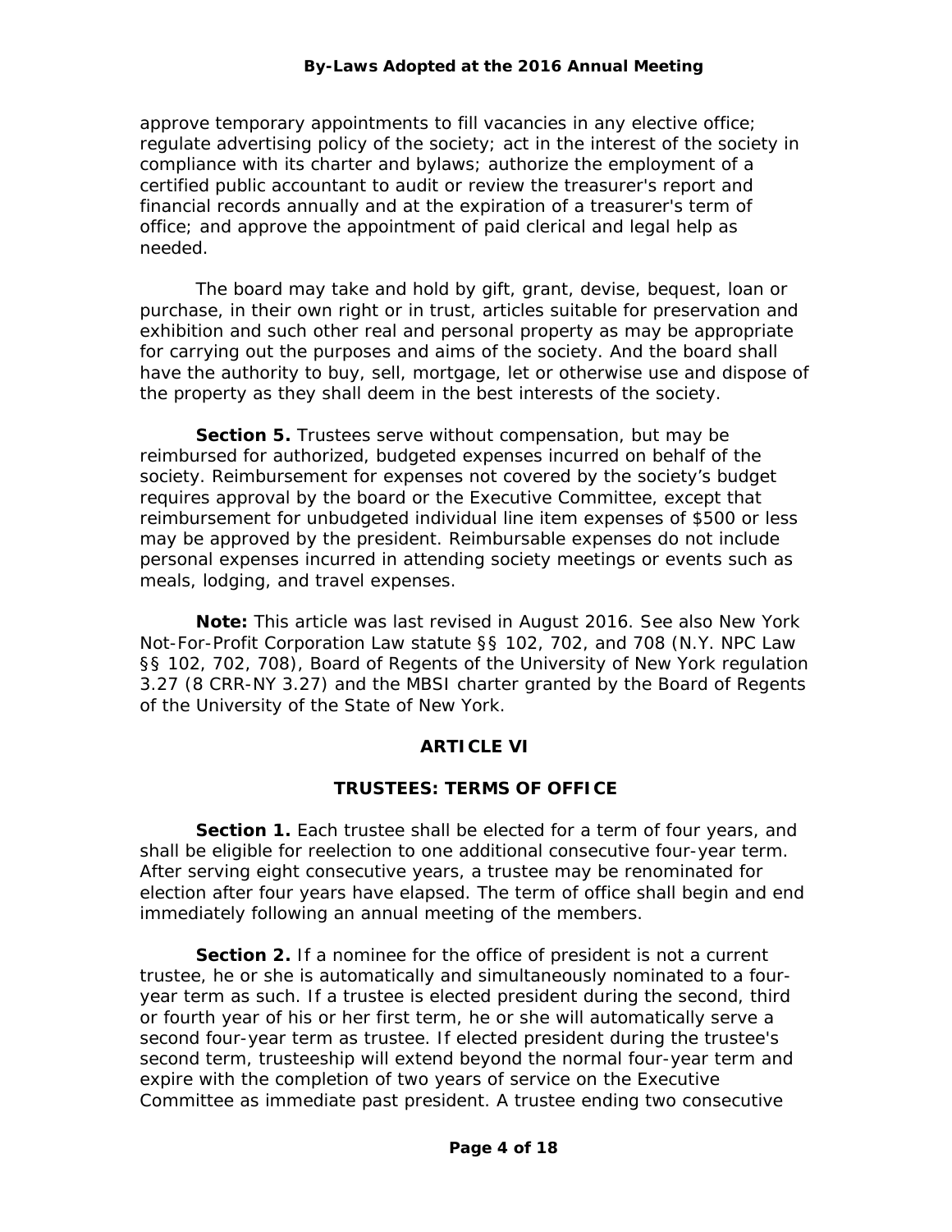approve temporary appointments to fill vacancies in any elective office; regulate advertising policy of the society; act in the interest of the society in compliance with its charter and bylaws; authorize the employment of a certified public accountant to audit or review the treasurer's report and financial records annually and at the expiration of a treasurer's term of office; and approve the appointment of paid clerical and legal help as needed.

The board may take and hold by gift, grant, devise, bequest, loan or purchase, in their own right or in trust, articles suitable for preservation and exhibition and such other real and personal property as may be appropriate for carrying out the purposes and aims of the society. And the board shall have the authority to buy, sell, mortgage, let or otherwise use and dispose of the property as they shall deem in the best interests of the society.

**Section 5.** Trustees serve without compensation, but may be reimbursed for authorized, budgeted expenses incurred on behalf of the society. Reimbursement for expenses not covered by the society's budget requires approval by the board or the Executive Committee, except that reimbursement for unbudgeted individual line item expenses of $500 or less may be approved by the president. Reimbursable expenses do not include personal expenses incurred in attending society meetings or events such as meals, lodging, and travel expenses.

**Note:** This article was last revised in August 2016. See also New York Not-For-Profit Corporation Law statute §§ 102, 702, and 708 (N.Y. NPC Law §§ 102, 702, 708), Board of Regents of the University of New York regulation 3.27 (8 CRR-NY 3.27) and the MBSI charter granted by the Board of Regents of the University of the State of New York.

## ARTICLE VI

## TRUSTEES: TERMS OF OFFICE

**Section 1.** Each trustee shall be elected for a term of four years, and shall be eligible for reelection to one additional consecutive four-year term. After serving eight consecutive years, a trustee may be renominated for election after four years have elapsed. The term of office shall begin and end immediately following an annual meeting of the members.

**Section 2.** If a nominee for the office of president is not a current trustee, he or she is automatically and simultaneously nominated to a four-year term as such. If a trustee is elected president during the second, third or fourth year of his or her first term, he or she will automatically serve a second four-year term as trustee. If elected president during the trustee's second term, trusteeship will extend beyond the normal four-year term and expire with the completion of two years of service on the Executive Committee as immediate past president. A trustee ending two consecutive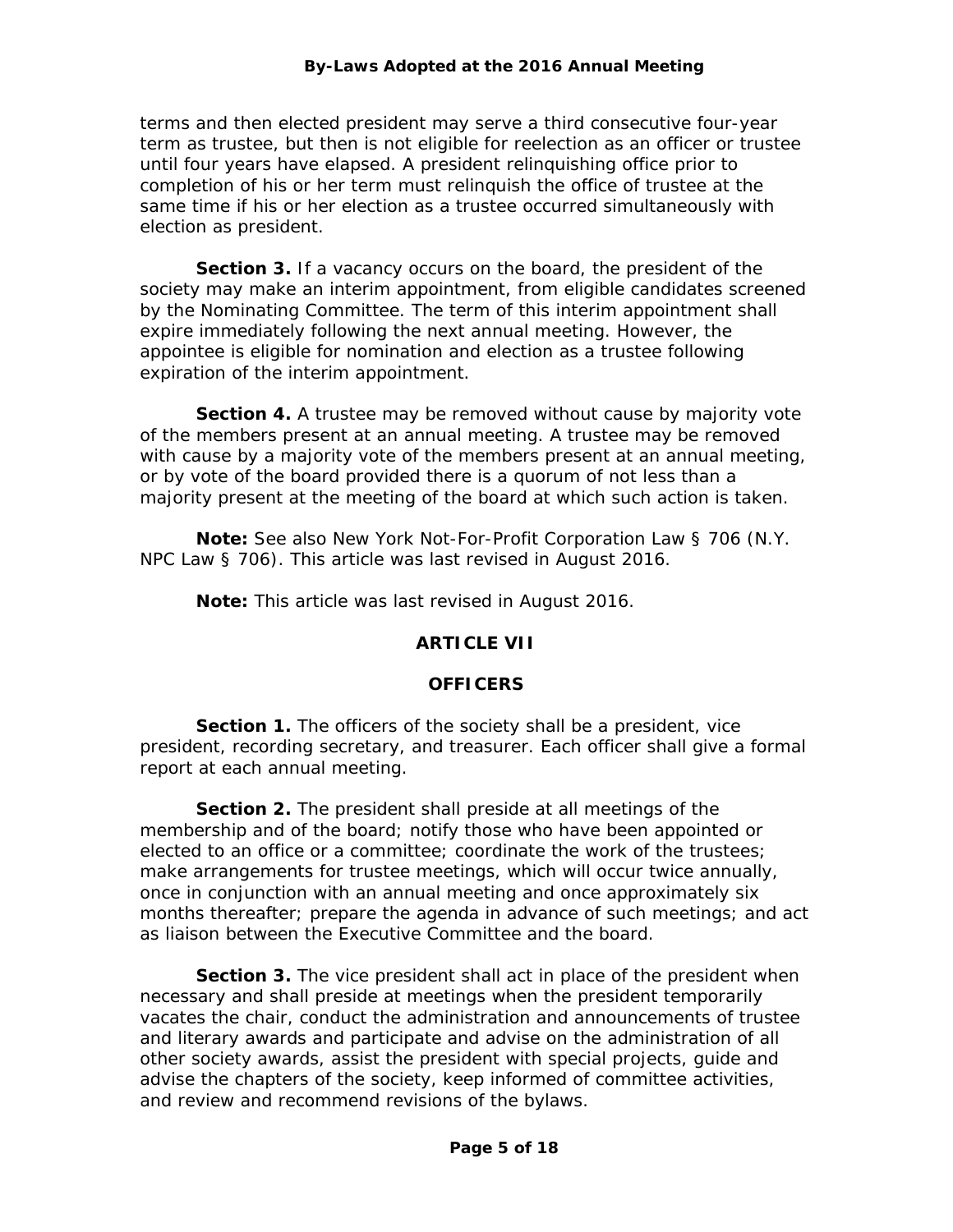terms and then elected president may serve a third consecutive four-year term as trustee, but then is not eligible for reelection as an officer or trustee until four years have elapsed. A president relinquishing office prior to completion of his or her term must relinquish the office of trustee at the same time if his or her election as a trustee occurred simultaneously with election as president.

**Section 3.** If a vacancy occurs on the board, the president of the society may make an interim appointment, from eligible candidates screened by the Nominating Committee. The term of this interim appointment shall expire immediately following the next annual meeting. However, the appointee is eligible for nomination and election as a trustee following expiration of the interim appointment.

**Section 4.** A trustee may be removed without cause by majority vote of the members present at an annual meeting. A trustee may be removed with cause by a majority vote of the members present at an annual meeting, or by vote of the board provided there is a quorum of not less than a majority present at the meeting of the board at which such action is taken.

**Note:** See also New York Not-For-Profit Corporation Law § 706 (N.Y. NPC Law § 706). This article was last revised in August 2016.

**Note:** This article was last revised in August 2016.

## ARTICLE VII

## OFFICERS

**Section 1.** The officers of the society shall be a president, vice president, recording secretary, and treasurer. Each officer shall give a formal report at each annual meeting.

**Section 2.** The president shall preside at all meetings of the membership and of the board; notify those who have been appointed or elected to an office or a committee; coordinate the work of the trustees; make arrangements for trustee meetings, which will occur twice annually, once in conjunction with an annual meeting and once approximately six months thereafter; prepare the agenda in advance of such meetings; and act as liaison between the Executive Committee and the board.

**Section 3.** The vice president shall act in place of the president when necessary and shall preside at meetings when the president temporarily vacates the chair, conduct the administration and announcements of trustee and literary awards and participate and advise on the administration of all other society awards, assist the president with special projects, guide and advise the chapters of the society, keep informed of committee activities, and review and recommend revisions of the bylaws.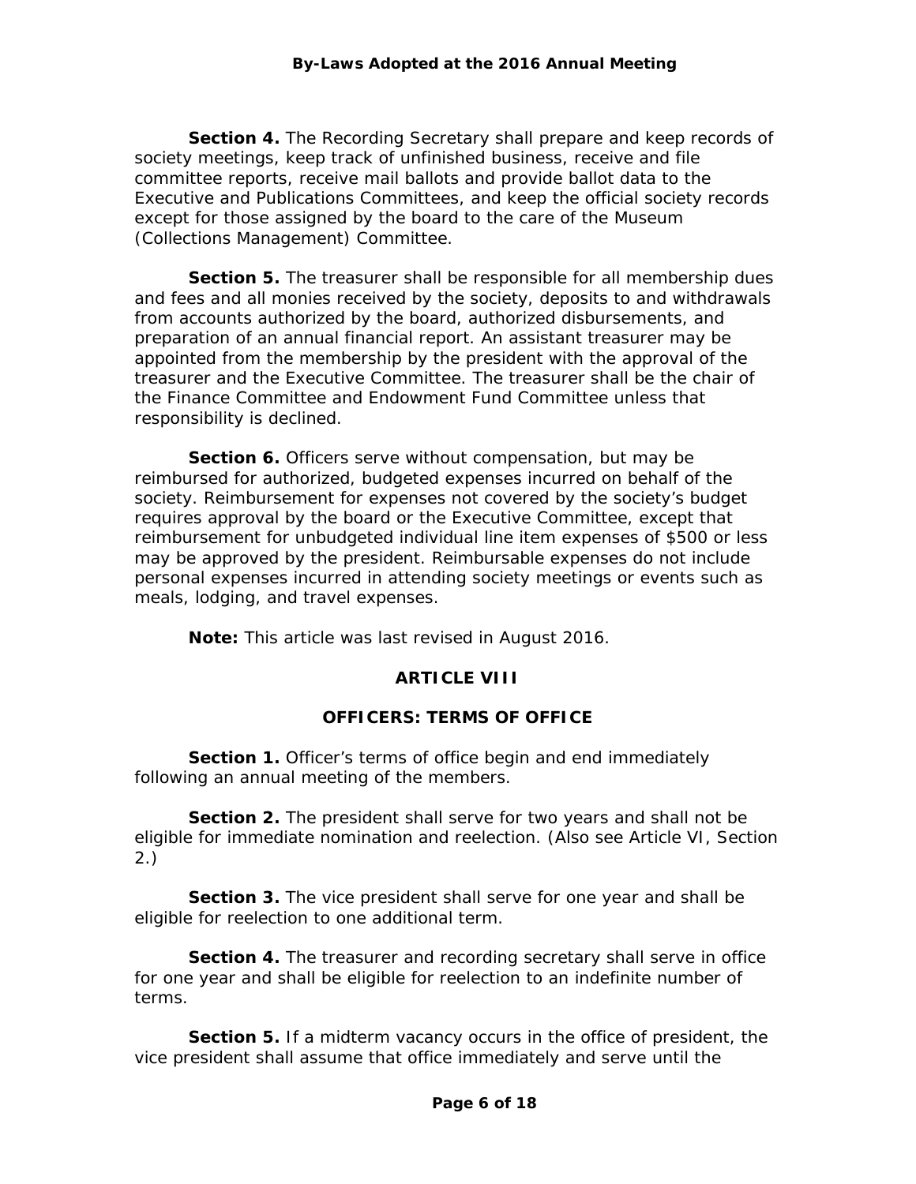**Section 4.** The Recording Secretary shall prepare and keep records of society meetings, keep track of unfinished business, receive and file committee reports, receive mail ballots and provide ballot data to the Executive and Publications Committees, and keep the official society records except for those assigned by the board to the care of the Museum (Collections Management) Committee.

**Section 5.** The treasurer shall be responsible for all membership dues and fees and all monies received by the society, deposits to and withdrawals from accounts authorized by the board, authorized disbursements, and preparation of an annual financial report. An assistant treasurer may be appointed from the membership by the president with the approval of the treasurer and the Executive Committee. The treasurer shall be the chair of the Finance Committee and Endowment Fund Committee unless that responsibility is declined.

**Section 6.** Officers serve without compensation, but may be reimbursed for authorized, budgeted expenses incurred on behalf of the society. Reimbursement for expenses not covered by the society's budget requires approval by the board or the Executive Committee, except that reimbursement for unbudgeted individual line item expenses of $500 or less may be approved by the president. Reimbursable expenses do not include personal expenses incurred in attending society meetings or events such as meals, lodging, and travel expenses.

**Note:** This article was last revised in August 2016.

## ARTICLE VIII

## OFFICERS: TERMS OF OFFICE

**Section 1.** Officer's terms of office begin and end immediately following an annual meeting of the members.

**Section 2.** The president shall serve for two years and shall not be eligible for immediate nomination and reelection. (Also see Article VI, Section 2.)

**Section 3.** The vice president shall serve for one year and shall be eligible for reelection to one additional term.

**Section 4.** The treasurer and recording secretary shall serve in office for one year and shall be eligible for reelection to an indefinite number of terms.

**Section 5.** If a midterm vacancy occurs in the office of president, the vice president shall assume that office immediately and serve until the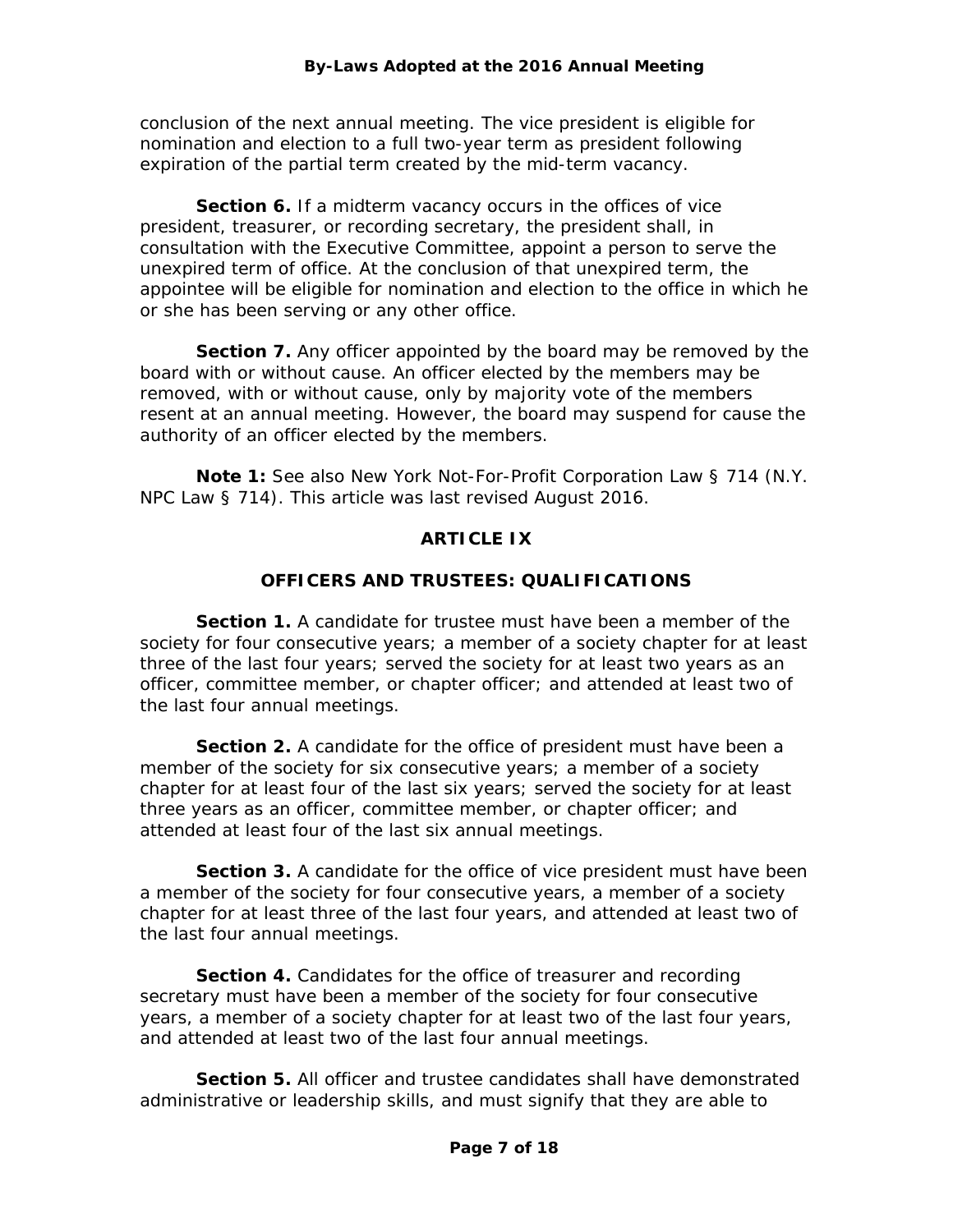conclusion of the next annual meeting. The vice president is eligible for nomination and election to a full two-year term as president following expiration of the partial term created by the mid-term vacancy.

**Section 6.** If a midterm vacancy occurs in the offices of vice president, treasurer, or recording secretary, the president shall, in consultation with the Executive Committee, appoint a person to serve the unexpired term of office. At the conclusion of that unexpired term, the appointee will be eligible for nomination and election to the office in which he or she has been serving or any other office.

**Section 7.** Any officer appointed by the board may be removed by the board with or without cause. An officer elected by the members may be removed, with or without cause, only by majority vote of the members resent at an annual meeting. However, the board may suspend for cause the authority of an officer elected by the members.

**Note 1:** See also New York Not-For-Profit Corporation Law § 714 (N.Y. NPC Law § 714). This article was last revised August 2016.

## ARTICLE IX

## OFFICERS AND TRUSTEES: QUALIFICATIONS

**Section 1.** A candidate for trustee must have been a member of the society for four consecutive years; a member of a society chapter for at least three of the last four years; served the society for at least two years as an officer, committee member, or chapter officer; and attended at least two of the last four annual meetings.

**Section 2.** A candidate for the office of president must have been a member of the society for six consecutive years; a member of a society chapter for at least four of the last six years; served the society for at least three years as an officer, committee member, or chapter officer; and attended at least four of the last six annual meetings.

**Section 3.** A candidate for the office of vice president must have been a member of the society for four consecutive years, a member of a society chapter for at least three of the last four years, and attended at least two of the last four annual meetings.

**Section 4.** Candidates for the office of treasurer and recording secretary must have been a member of the society for four consecutive years, a member of a society chapter for at least two of the last four years, and attended at least two of the last four annual meetings.

**Section 5.** All officer and trustee candidates shall have demonstrated administrative or leadership skills, and must signify that they are able to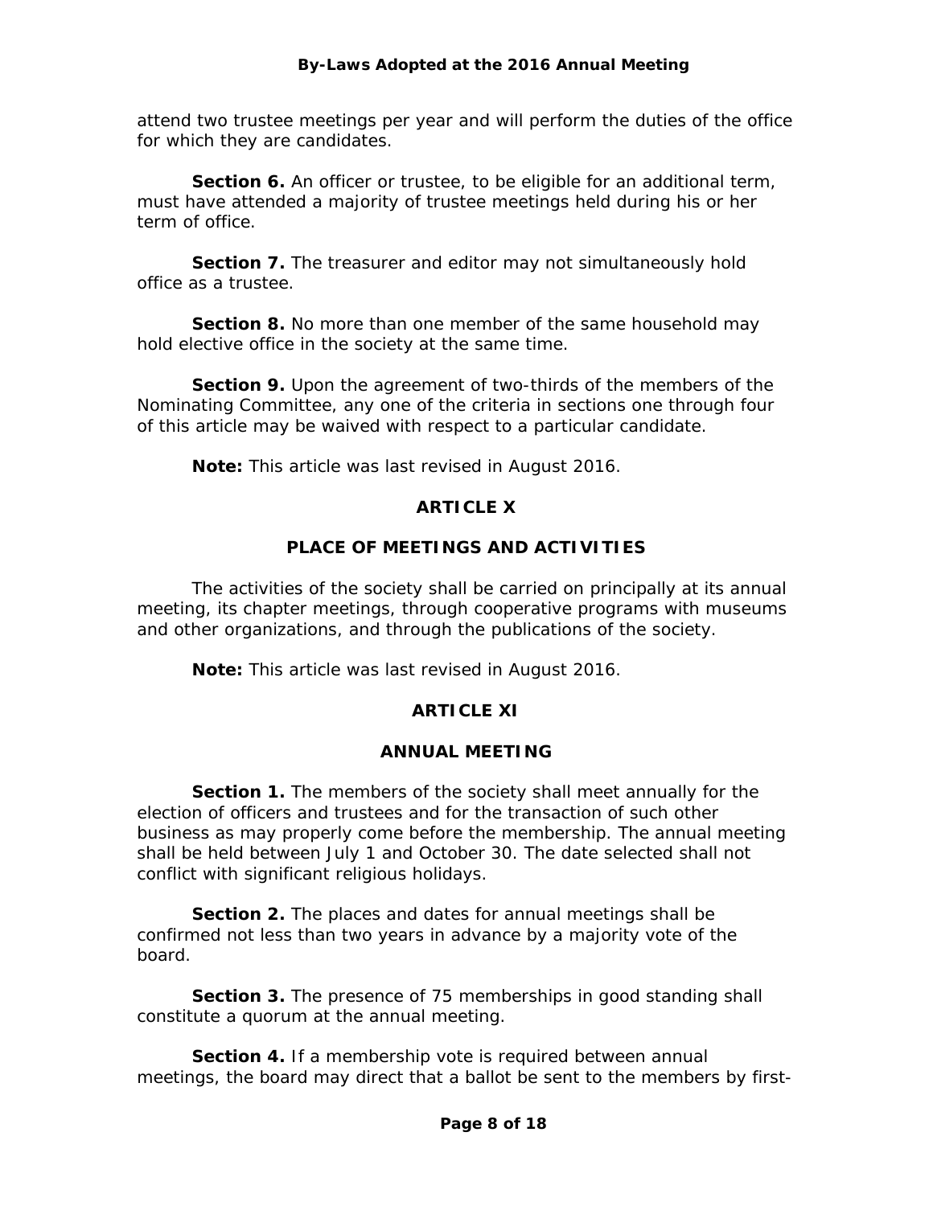attend two trustee meetings per year and will perform the duties of the office for which they are candidates.

**Section 6.** An officer or trustee, to be eligible for an additional term, must have attended a majority of trustee meetings held during his or her term of office.

**Section 7.** The treasurer and editor may not simultaneously hold office as a trustee.

**Section 8.** No more than one member of the same household may hold elective office in the society at the same time.

**Section 9.** Upon the agreement of two-thirds of the members of the Nominating Committee, any one of the criteria in sections one through four of this article may be waived with respect to a particular candidate.

**Note:** This article was last revised in August 2016.

## ARTICLE X

## PLACE OF MEETINGS AND ACTIVITIES

The activities of the society shall be carried on principally at its annual meeting, its chapter meetings, through cooperative programs with museums and other organizations, and through the publications of the society.

**Note:** This article was last revised in August 2016.

## ARTICLE XI

## ANNUAL MEETING

**Section 1.** The members of the society shall meet annually for the election of officers and trustees and for the transaction of such other business as may properly come before the membership. The annual meeting shall be held between July 1 and October 30. The date selected shall not conflict with significant religious holidays.

**Section 2.** The places and dates for annual meetings shall be confirmed not less than two years in advance by a majority vote of the board.

**Section 3.** The presence of 75 memberships in good standing shall constitute a quorum at the annual meeting.

**Section 4.** If a membership vote is required between annual meetings, the board may direct that a ballot be sent to the members by first-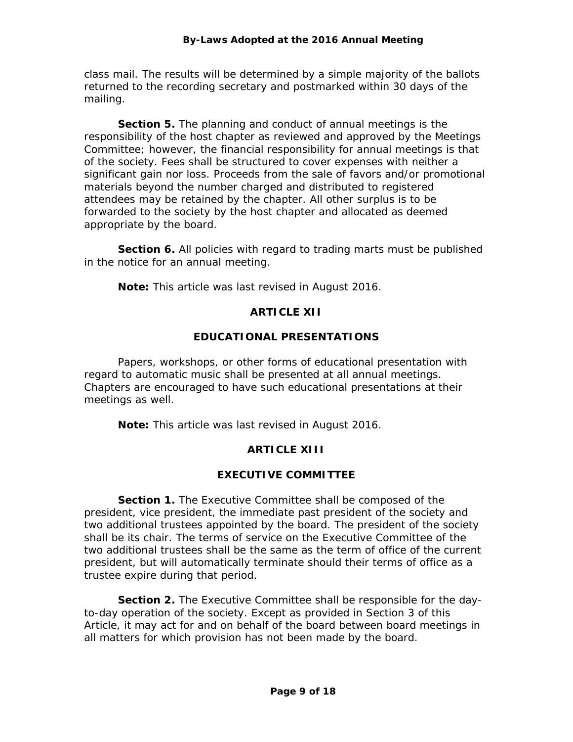class mail. The results will be determined by a simple majority of the ballots returned to the recording secretary and postmarked within 30 days of the mailing.

**Section 5.** The planning and conduct of annual meetings is the responsibility of the host chapter as reviewed and approved by the Meetings Committee; however, the financial responsibility for annual meetings is that of the society. Fees shall be structured to cover expenses with neither a significant gain nor loss. Proceeds from the sale of favors and/or promotional materials beyond the number charged and distributed to registered attendees may be retained by the chapter. All other surplus is to be forwarded to the society by the host chapter and allocated as deemed appropriate by the board.

**Section 6.** All policies with regard to trading marts must be published in the notice for an annual meeting.

**Note:** This article was last revised in August 2016.

## ARTICLE XII

## EDUCATIONAL PRESENTATIONS

Papers, workshops, or other forms of educational presentation with regard to automatic music shall be presented at all annual meetings. Chapters are encouraged to have such educational presentations at their meetings as well.

**Note:** This article was last revised in August 2016.

## ARTICLE XIII

## EXECUTIVE COMMITTEE

**Section 1.** The Executive Committee shall be composed of the president, vice president, the immediate past president of the society and two additional trustees appointed by the board. The president of the society shall be its chair. The terms of service on the Executive Committee of the two additional trustees shall be the same as the term of office of the current president, but will automatically terminate should their terms of office as a trustee expire during that period.

**Section 2.** The Executive Committee shall be responsible for the day-to-day operation of the society. Except as provided in Section 3 of this Article, it may act for and on behalf of the board between board meetings in all matters for which provision has not been made by the board.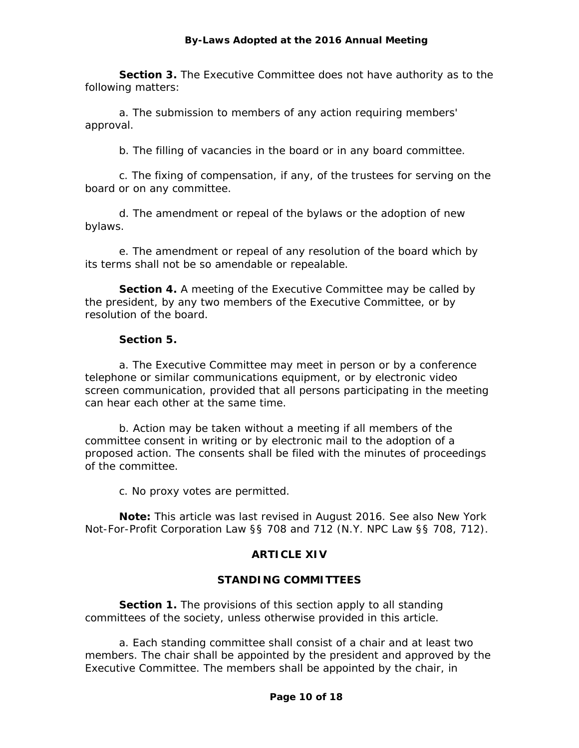**Section 3.** The Executive Committee does not have authority as to the following matters:

a. The submission to members of any action requiring members' approval.

b. The filling of vacancies in the board or in any board committee.

c. The fixing of compensation, if any, of the trustees for serving on the board or on any committee.

d. The amendment or repeal of the bylaws or the adoption of new bylaws.

e. The amendment or repeal of any resolution of the board which by its terms shall not be so amendable or repealable.

**Section 4.** A meeting of the Executive Committee may be called by the president, by any two members of the Executive Committee, or by resolution of the board.

**Section 5.**

a. The Executive Committee may meet in person or by a conference telephone or similar communications equipment, or by electronic video screen communication, provided that all persons participating in the meeting can hear each other at the same time.

b. Action may be taken without a meeting if all members of the committee consent in writing or by electronic mail to the adoption of a proposed action. The consents shall be filed with the minutes of proceedings of the committee.

c. No proxy votes are permitted.

**Note:** This article was last revised in August 2016. See also New York Not-For-Profit Corporation Law §§ 708 and 712 (N.Y. NPC Law §§ 708, 712).

## ARTICLE XIV

## STANDING COMMITTEES

**Section 1.** The provisions of this section apply to all standing committees of the society, unless otherwise provided in this article.

a. Each standing committee shall consist of a chair and at least two members. The chair shall be appointed by the president and approved by the Executive Committee. The members shall be appointed by the chair, in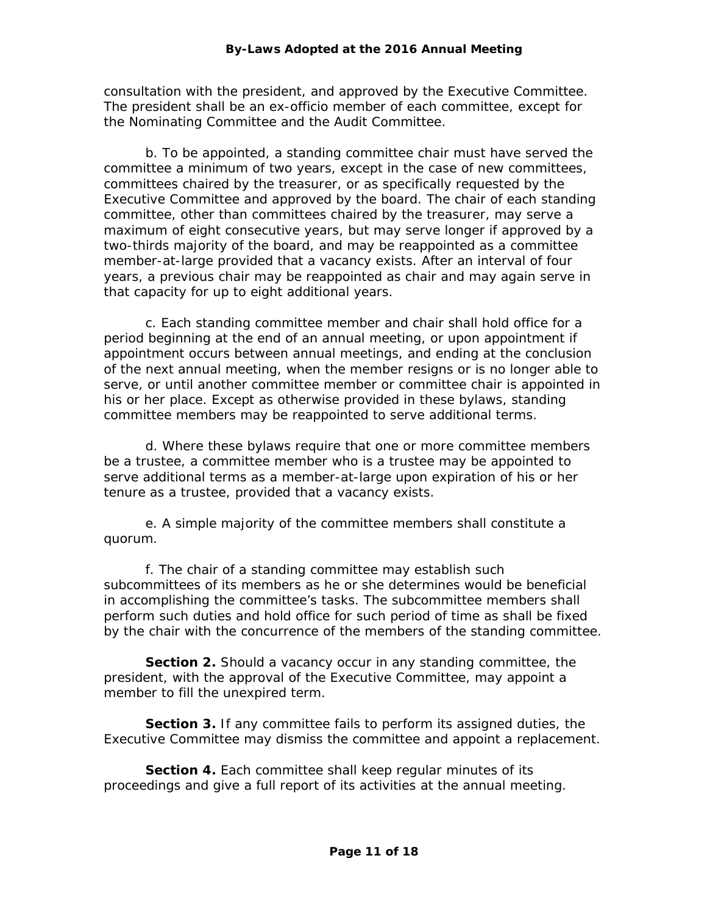consultation with the president, and approved by the Executive Committee. The president shall be an ex-officio member of each committee, except for the Nominating Committee and the Audit Committee.

b. To be appointed, a standing committee chair must have served the committee a minimum of two years, except in the case of new committees, committees chaired by the treasurer, or as specifically requested by the Executive Committee and approved by the board. The chair of each standing committee, other than committees chaired by the treasurer, may serve a maximum of eight consecutive years, but may serve longer if approved by a two-thirds majority of the board, and may be reappointed as a committee member-at-large provided that a vacancy exists. After an interval of four years, a previous chair may be reappointed as chair and may again serve in that capacity for up to eight additional years.

c. Each standing committee member and chair shall hold office for a period beginning at the end of an annual meeting, or upon appointment if appointment occurs between annual meetings, and ending at the conclusion of the next annual meeting, when the member resigns or is no longer able to serve, or until another committee member or committee chair is appointed in his or her place. Except as otherwise provided in these bylaws, standing committee members may be reappointed to serve additional terms.

d. Where these bylaws require that one or more committee members be a trustee, a committee member who is a trustee may be appointed to serve additional terms as a member-at-large upon expiration of his or her tenure as a trustee, provided that a vacancy exists.

e. A simple majority of the committee members shall constitute a quorum.

f. The chair of a standing committee may establish such subcommittees of its members as he or she determines would be beneficial in accomplishing the committee's tasks. The subcommittee members shall perform such duties and hold office for such period of time as shall be fixed by the chair with the concurrence of the members of the standing committee.

**Section 2.** Should a vacancy occur in any standing committee, the president, with the approval of the Executive Committee, may appoint a member to fill the unexpired term.

**Section 3.** If any committee fails to perform its assigned duties, the Executive Committee may dismiss the committee and appoint a replacement.

**Section 4.** Each committee shall keep regular minutes of its proceedings and give a full report of its activities at the annual meeting.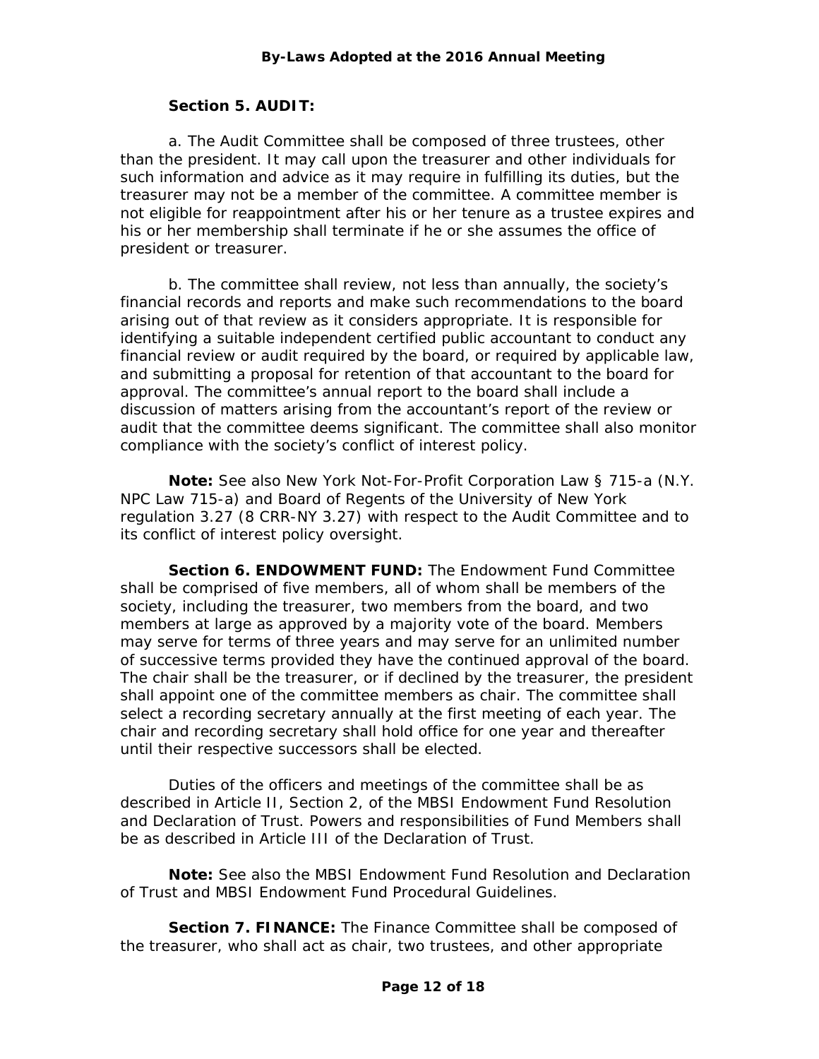**Section 5. AUDIT:**

a. The Audit Committee shall be composed of three trustees, other than the president. It may call upon the treasurer and other individuals for such information and advice as it may require in fulfilling its duties, but the treasurer may not be a member of the committee. A committee member is not eligible for reappointment after his or her tenure as a trustee expires and his or her membership shall terminate if he or she assumes the office of president or treasurer.

b. The committee shall review, not less than annually, the society's financial records and reports and make such recommendations to the board arising out of that review as it considers appropriate. It is responsible for identifying a suitable independent certified public accountant to conduct any financial review or audit required by the board, or required by applicable law, and submitting a proposal for retention of that accountant to the board for approval. The committee's annual report to the board shall include a discussion of matters arising from the accountant's report of the review or audit that the committee deems significant. The committee shall also monitor compliance with the society's conflict of interest policy.

**Note:** See also New York Not-For-Profit Corporation Law § 715-a (N.Y. NPC Law 715-a) and Board of Regents of the University of New York regulation 3.27 (8 CRR-NY 3.27) with respect to the Audit Committee and to its conflict of interest policy oversight.

**Section 6. ENDOWMENT FUND:** The Endowment Fund Committee shall be comprised of five members, all of whom shall be members of the society, including the treasurer, two members from the board, and two members at large as approved by a majority vote of the board. Members may serve for terms of three years and may serve for an unlimited number of successive terms provided they have the continued approval of the board. The chair shall be the treasurer, or if declined by the treasurer, the president shall appoint one of the committee members as chair. The committee shall select a recording secretary annually at the first meeting of each year. The chair and recording secretary shall hold office for one year and thereafter until their respective successors shall be elected.

Duties of the officers and meetings of the committee shall be as described in Article II, Section 2, of the MBSI Endowment Fund Resolution and Declaration of Trust. Powers and responsibilities of Fund Members shall be as described in Article III of the Declaration of Trust.

**Note:** See also the MBSI Endowment Fund Resolution and Declaration of Trust and MBSI Endowment Fund Procedural Guidelines.

**Section 7. FINANCE:** The Finance Committee shall be composed of the treasurer, who shall act as chair, two trustees, and other appropriate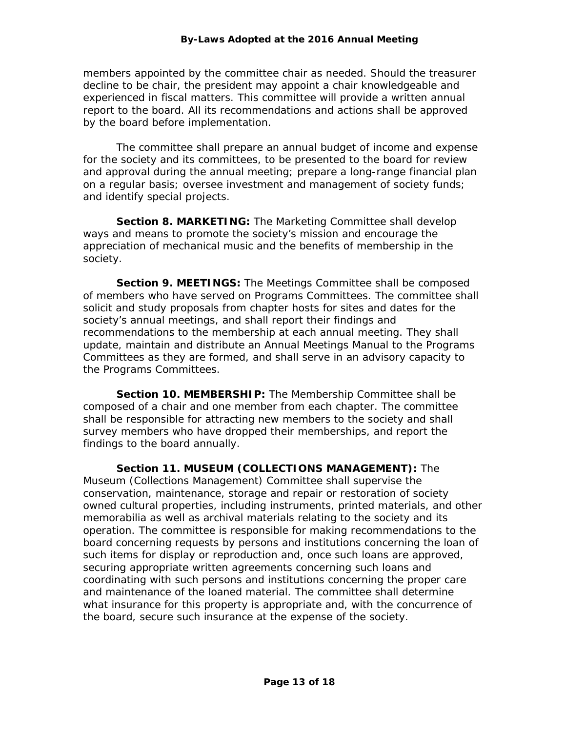members appointed by the committee chair as needed. Should the treasurer decline to be chair, the president may appoint a chair knowledgeable and experienced in fiscal matters. This committee will provide a written annual report to the board. All its recommendations and actions shall be approved by the board before implementation.

The committee shall prepare an annual budget of income and expense for the society and its committees, to be presented to the board for review and approval during the annual meeting; prepare a long-range financial plan on a regular basis; oversee investment and management of society funds; and identify special projects.

**Section 8. MARKETING:** The Marketing Committee shall develop ways and means to promote the society's mission and encourage the appreciation of mechanical music and the benefits of membership in the society.

**Section 9. MEETINGS:** The Meetings Committee shall be composed of members who have served on Programs Committees. The committee shall solicit and study proposals from chapter hosts for sites and dates for the society's annual meetings, and shall report their findings and recommendations to the membership at each annual meeting. They shall update, maintain and distribute an Annual Meetings Manual to the Programs Committees as they are formed, and shall serve in an advisory capacity to the Programs Committees.

**Section 10. MEMBERSHIP:** The Membership Committee shall be composed of a chair and one member from each chapter. The committee shall be responsible for attracting new members to the society and shall survey members who have dropped their memberships, and report the findings to the board annually.

**Section 11. MUSEUM (COLLECTIONS MANAGEMENT):** The Museum (Collections Management) Committee shall supervise the conservation, maintenance, storage and repair or restoration of society owned cultural properties, including instruments, printed materials, and other memorabilia as well as archival materials relating to the society and its operation. The committee is responsible for making recommendations to the board concerning requests by persons and institutions concerning the loan of such items for display or reproduction and, once such loans are approved, securing appropriate written agreements concerning such loans and coordinating with such persons and institutions concerning the proper care and maintenance of the loaned material. The committee shall determine what insurance for this property is appropriate and, with the concurrence of the board, secure such insurance at the expense of the society.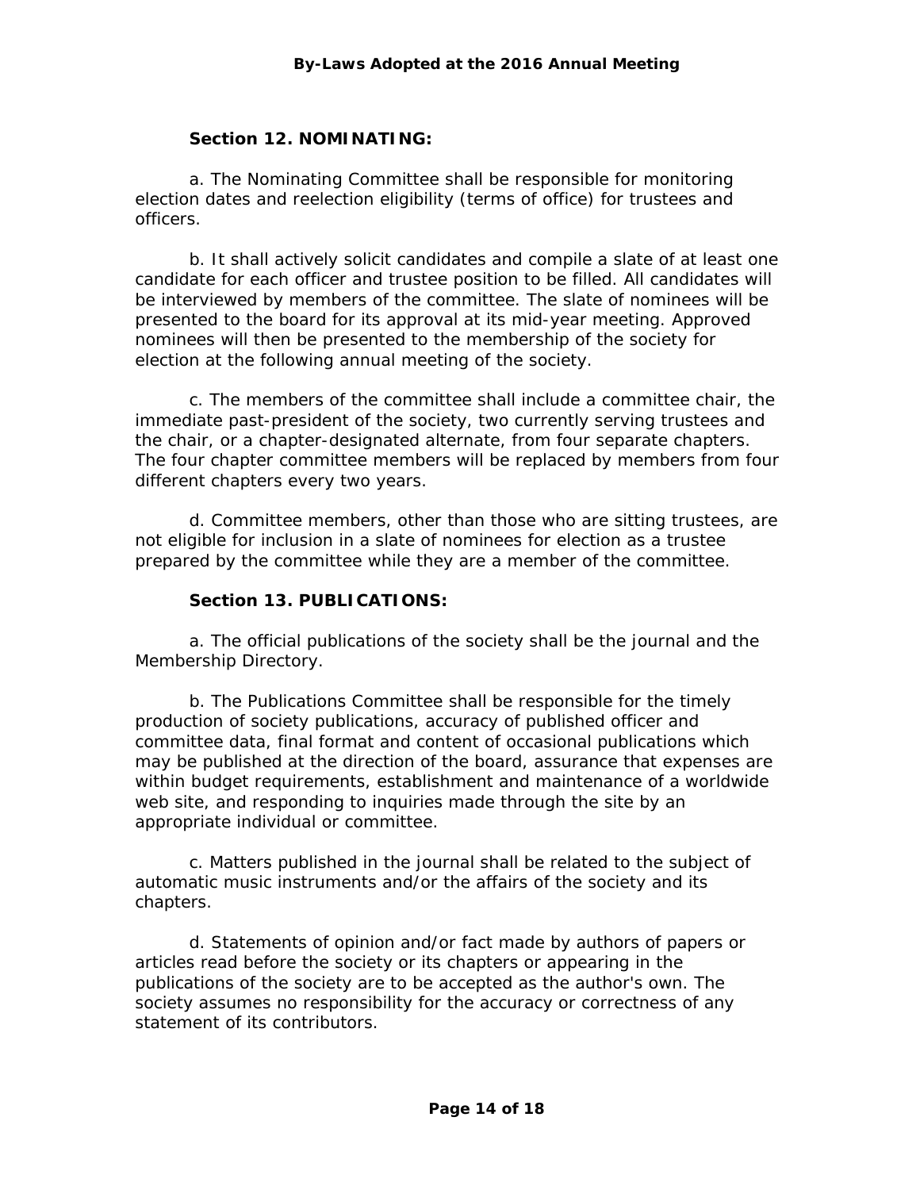**Section 12. NOMINATING:**

a. The Nominating Committee shall be responsible for monitoring election dates and reelection eligibility (terms of office) for trustees and officers.

b. It shall actively solicit candidates and compile a slate of at least one candidate for each officer and trustee position to be filled. All candidates will be interviewed by members of the committee. The slate of nominees will be presented to the board for its approval at its mid-year meeting. Approved nominees will then be presented to the membership of the society for election at the following annual meeting of the society.

c. The members of the committee shall include a committee chair, the immediate past-president of the society, two currently serving trustees and the chair, or a chapter-designated alternate, from four separate chapters. The four chapter committee members will be replaced by members from four different chapters every two years.

d. Committee members, other than those who are sitting trustees, are not eligible for inclusion in a slate of nominees for election as a trustee prepared by the committee while they are a member of the committee.

**Section 13. PUBLICATIONS:**

a. The official publications of the society shall be the journal and the Membership Directory.

b. The Publications Committee shall be responsible for the timely production of society publications, accuracy of published officer and committee data, final format and content of occasional publications which may be published at the direction of the board, assurance that expenses are within budget requirements, establishment and maintenance of a worldwide web site, and responding to inquiries made through the site by an appropriate individual or committee.

c. Matters published in the journal shall be related to the subject of automatic music instruments and/or the affairs of the society and its chapters.

d. Statements of opinion and/or fact made by authors of papers or articles read before the society or its chapters or appearing in the publications of the society are to be accepted as the author's own. The society assumes no responsibility for the accuracy or correctness of any statement of its contributors.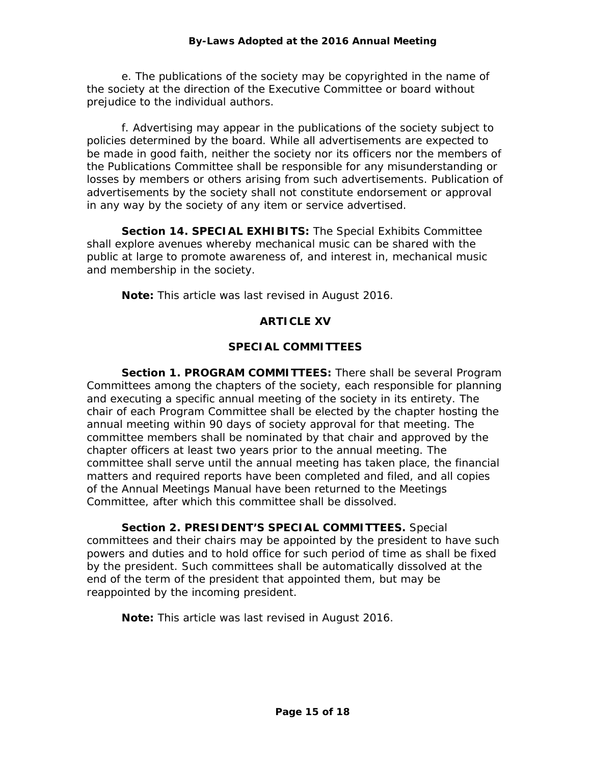e. The publications of the society may be copyrighted in the name of the society at the direction of the Executive Committee or board without prejudice to the individual authors.

f. Advertising may appear in the publications of the society subject to policies determined by the board. While all advertisements are expected to be made in good faith, neither the society nor its officers nor the members of the Publications Committee shall be responsible for any misunderstanding or losses by members or others arising from such advertisements. Publication of advertisements by the society shall not constitute endorsement or approval in any way by the society of any item or service advertised.

**Section 14. SPECIAL EXHIBITS:** The Special Exhibits Committee shall explore avenues whereby mechanical music can be shared with the public at large to promote awareness of, and interest in, mechanical music and membership in the society.

**Note:** This article was last revised in August 2016.

## ARTICLE XV

## SPECIAL COMMITTEES

**Section 1. PROGRAM COMMITTEES:** There shall be several Program Committees among the chapters of the society, each responsible for planning and executing a specific annual meeting of the society in its entirety. The chair of each Program Committee shall be elected by the chapter hosting the annual meeting within 90 days of society approval for that meeting. The committee members shall be nominated by that chair and approved by the chapter officers at least two years prior to the annual meeting. The committee shall serve until the annual meeting has taken place, the financial matters and required reports have been completed and filed, and all copies of the Annual Meetings Manual have been returned to the Meetings Committee, after which this committee shall be dissolved.

**Section 2. PRESIDENT'S SPECIAL COMMITTEES.** Special committees and their chairs may be appointed by the president to have such powers and duties and to hold office for such period of time as shall be fixed by the president. Such committees shall be automatically dissolved at the end of the term of the president that appointed them, but may be reappointed by the incoming president.

**Note:** This article was last revised in August 2016.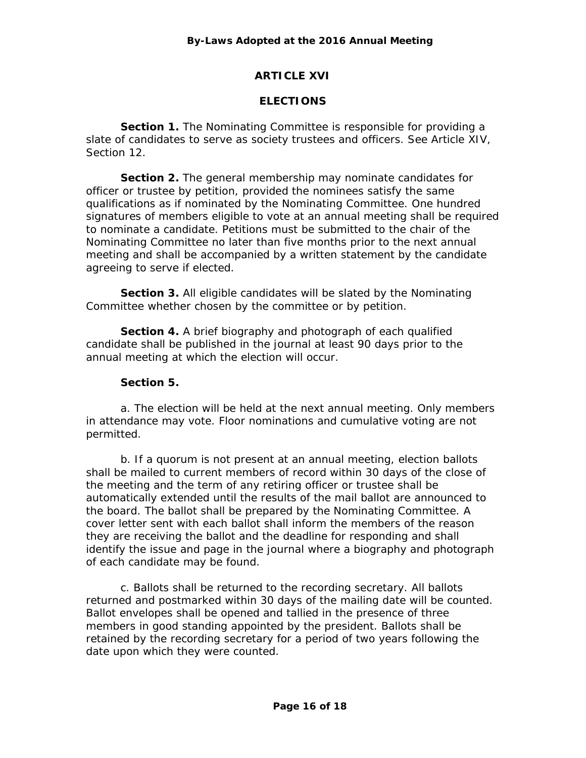## ARTICLE XVI

## ELECTIONS

**Section 1.** The Nominating Committee is responsible for providing a slate of candidates to serve as society trustees and officers. See Article XIV, Section 12.

**Section 2.** The general membership may nominate candidates for officer or trustee by petition, provided the nominees satisfy the same qualifications as if nominated by the Nominating Committee. One hundred signatures of members eligible to vote at an annual meeting shall be required to nominate a candidate. Petitions must be submitted to the chair of the Nominating Committee no later than five months prior to the next annual meeting and shall be accompanied by a written statement by the candidate agreeing to serve if elected.

**Section 3.** All eligible candidates will be slated by the Nominating Committee whether chosen by the committee or by petition.

**Section 4.** A brief biography and photograph of each qualified candidate shall be published in the journal at least 90 days prior to the annual meeting at which the election will occur.

**Section 5.**

a. The election will be held at the next annual meeting. Only members in attendance may vote. Floor nominations and cumulative voting are not permitted.

b. If a quorum is not present at an annual meeting, election ballots shall be mailed to current members of record within 30 days of the close of the meeting and the term of any retiring officer or trustee shall be automatically extended until the results of the mail ballot are announced to the board. The ballot shall be prepared by the Nominating Committee. A cover letter sent with each ballot shall inform the members of the reason they are receiving the ballot and the deadline for responding and shall identify the issue and page in the journal where a biography and photograph of each candidate may be found.

c. Ballots shall be returned to the recording secretary. All ballots returned and postmarked within 30 days of the mailing date will be counted. Ballot envelopes shall be opened and tallied in the presence of three members in good standing appointed by the president. Ballots shall be retained by the recording secretary for a period of two years following the date upon which they were counted.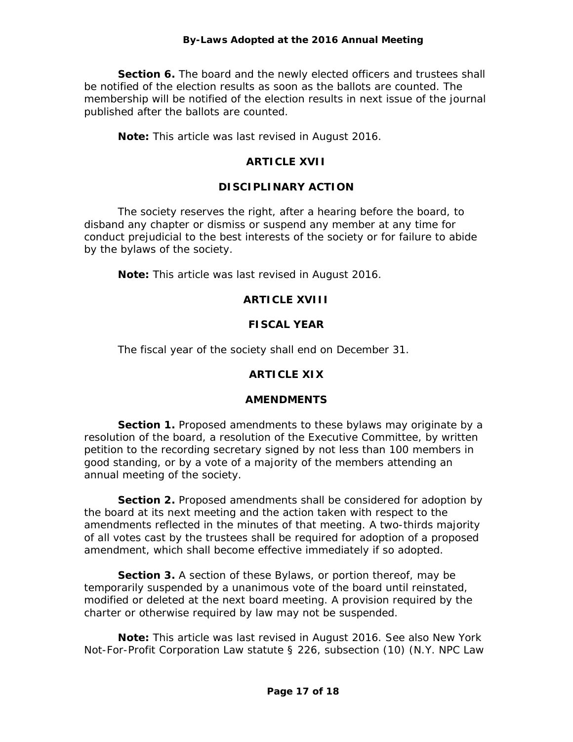**Section 6.** The board and the newly elected officers and trustees shall be notified of the election results as soon as the ballots are counted. The membership will be notified of the election results in next issue of the journal published after the ballots are counted.

**Note:** This article was last revised in August 2016.

## ARTICLE XVII

## DISCIPLINARY ACTION

The society reserves the right, after a hearing before the board, to disband any chapter or dismiss or suspend any member at any time for conduct prejudicial to the best interests of the society or for failure to abide by the bylaws of the society.

**Note:** This article was last revised in August 2016.

## ARTICLE XVIII

## FISCAL YEAR

The fiscal year of the society shall end on December 31.

## ARTICLE XIX

## AMENDMENTS

**Section 1.** Proposed amendments to these bylaws may originate by a resolution of the board, a resolution of the Executive Committee, by written petition to the recording secretary signed by not less than 100 members in good standing, or by a vote of a majority of the members attending an annual meeting of the society.

**Section 2.** Proposed amendments shall be considered for adoption by the board at its next meeting and the action taken with respect to the amendments reflected in the minutes of that meeting. A two-thirds majority of all votes cast by the trustees shall be required for adoption of a proposed amendment, which shall become effective immediately if so adopted.

**Section 3.** A section of these Bylaws, or portion thereof, may be temporarily suspended by a unanimous vote of the board until reinstated, modified or deleted at the next board meeting. A provision required by the charter or otherwise required by law may not be suspended.

**Note:** This article was last revised in August 2016. See also New York Not-For-Profit Corporation Law statute § 226, subsection (10) (N.Y. NPC Law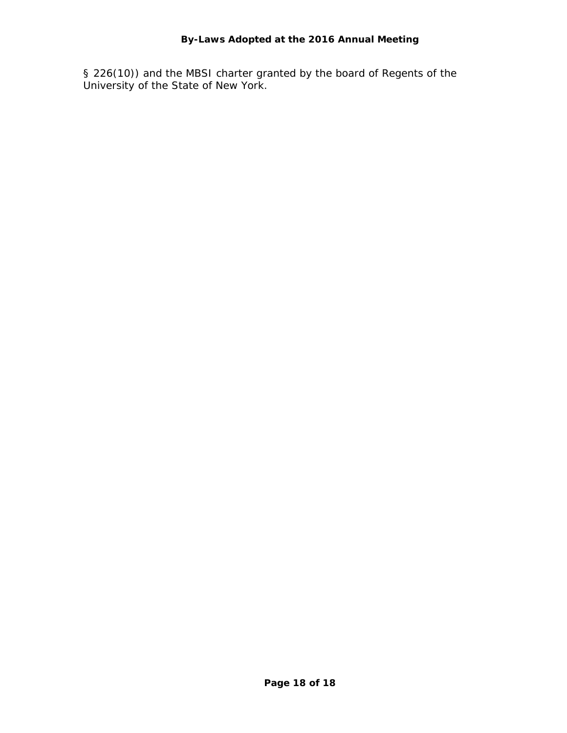§ 226(10)) and the MBSI charter granted by the board of Regents of the University of the State of New York.